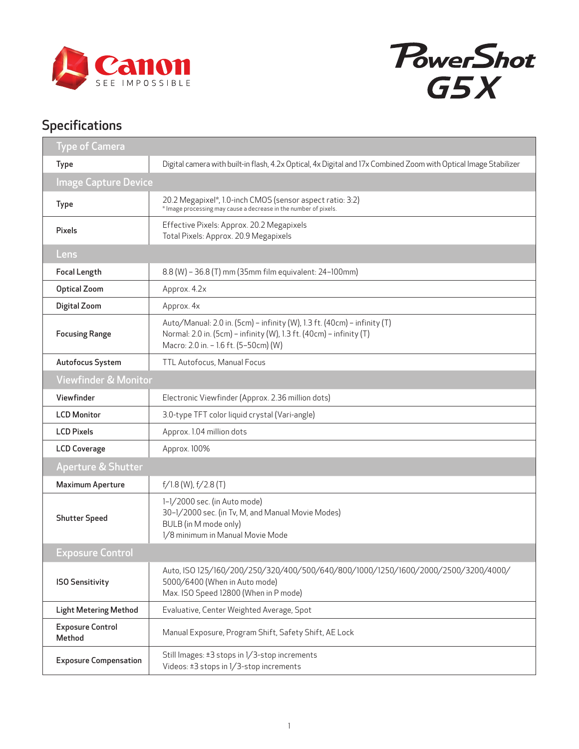Canon SEE IMPOSSIBLE

PowerShot G5X

## Specifications

| Type of Camera | |
|---|---|
| Type | Digital camera with built-in flash, 4.2x Optical, 4x Digital and 17x Combined Zoom with Optical Image Stabilizer |
| **Image Capture Device** | |
| Type | 20.2 Megapixel*, 1.0-inch CMOS (sensor aspect ratio: 3:2)<br>* Image processing may cause a decrease in the number of pixels. |
| Pixels | Effective Pixels: Approx. 20.2 Megapixels<br>Total Pixels: Approx. 20.9 Megapixels |
| **Lens** | |
| Focal Length | 8.8 (W) – 36.8 (T) mm (35mm film equivalent: 24–100mm) |
| Optical Zoom | Approx. 4.2x |
| Digital Zoom | Approx. 4x |
| Focusing Range | Auto/Manual: 2.0 in. (5cm) – infinity (W), 1.3 ft. (40cm) – infinity (T)<br>Normal: 2.0 in. (5cm) – infinity (W), 1.3 ft. (40cm) – infinity (T)<br>Macro: 2.0 in. – 1.6 ft. (5–50cm) (W) |
| Autofocus System | TTL Autofocus, Manual Focus |
| **Viewfinder & Monitor** | |
| Viewfinder | Electronic Viewfinder (Approx. 2.36 million dots) |
| LCD Monitor | 3.0-type TFT color liquid crystal (Vari-angle) |
| LCD Pixels | Approx. 1.04 million dots |
| LCD Coverage | Approx. 100% |
| **Aperture & Shutter** | |
| Maximum Aperture | f/1.8 (W), f/2.8 (T) |
| Shutter Speed | 1–1/2000 sec. (in Auto mode)<br>30–1/2000 sec. (in Tv, M, and Manual Movie Modes)<br>BULB (in M mode only)<br>1/8 minimum in Manual Movie Mode |
| **Exposure Control** | |
| ISO Sensitivity | Auto, ISO 125/160/200/250/320/400/500/640/800/1000/1250/1600/2000/2500/3200/4000/5000/6400 (When in Auto mode)<br>Max. ISO Speed 12800 (When in P mode) |
| Light Metering Method | Evaluative, Center Weighted Average, Spot |
| Exposure Control Method | Manual Exposure, Program Shift, Safety Shift, AE Lock |
| Exposure Compensation | Still Images: ±3 stops in 1/3-stop increments<br>Videos: ±3 stops in 1/3-stop increments |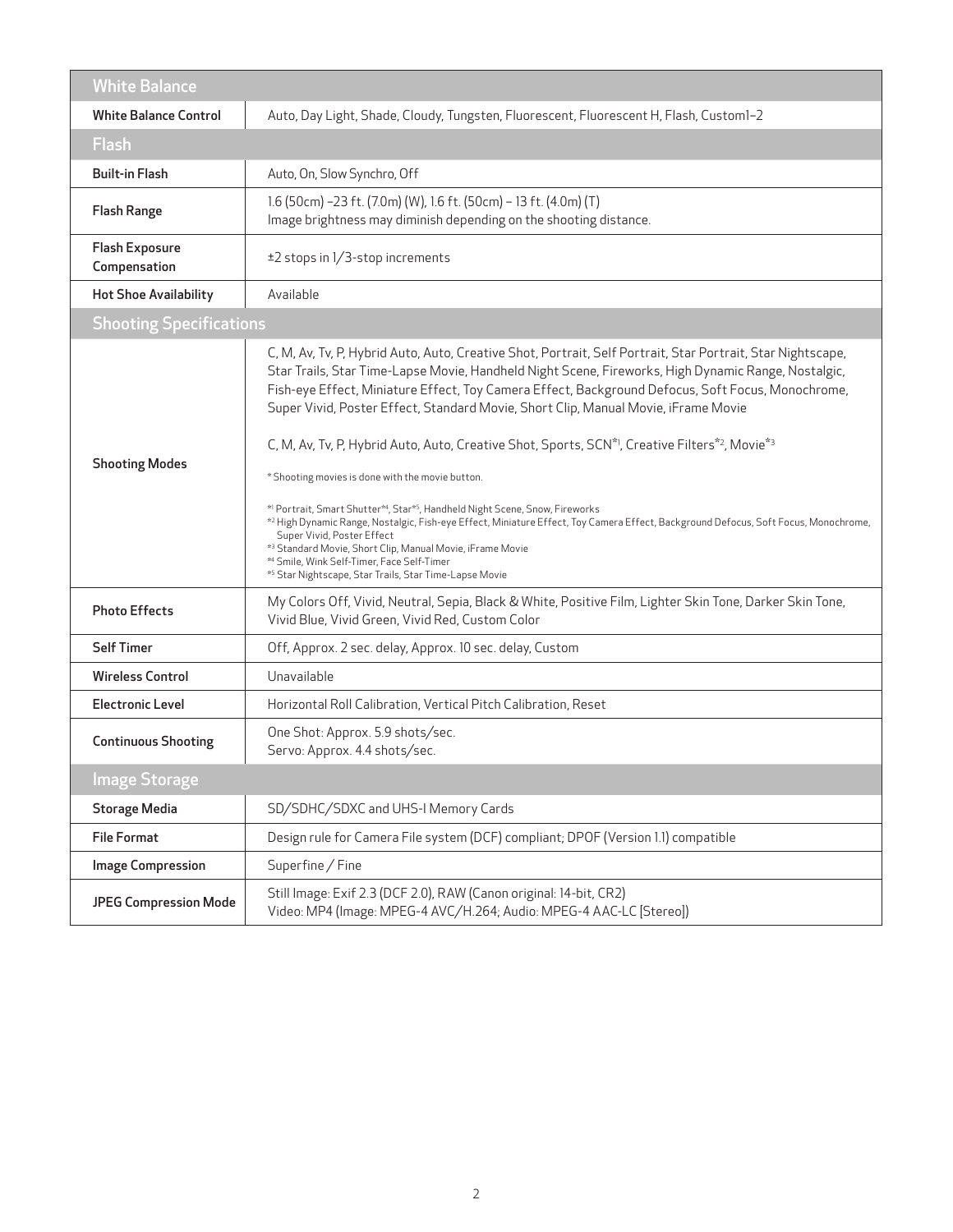| White Balance | |
|---|---|
| **White Balance Control** | Auto, Day Light, Shade, Cloudy, Tungsten, Fluorescent, Fluorescent H, Flash, Custom1–2 |
| **Flash** | |
| **Built-in Flash** | Auto, On, Slow Synchro, Off |
| **Flash Range** | 1.6 (50cm) –23 ft. (7.0m) (W), 1.6 ft. (50cm) – 13 ft. (4.0m) (T)<br>Image brightness may diminish depending on the shooting distance. |
| **Flash Exposure Compensation** | ±2 stops in 1/3-stop increments |
| **Hot Shoe Availability** | Available |
| **Shooting Specifications** | |
| **Shooting Modes** | C, M, Av, Tv, P, Hybrid Auto, Auto, Creative Shot, Portrait, Self Portrait, Star Portrait, Star Nightscape, Star Trails, Star Time-Lapse Movie, Handheld Night Scene, Fireworks, High Dynamic Range, Nostalgic, Fish-eye Effect, Miniature Effect, Toy Camera Effect, Background Defocus, Soft Focus, Monochrome, Super Vivid, Poster Effect, Standard Movie, Short Clip, Manual Movie, iFrame Movie<br><br>C, M, Av, Tv, P, Hybrid Auto, Auto, Creative Shot, Sports, SCN*1, Creative Filters*2, Movie*3<br><br>* Shooting movies is done with the movie button.<br><br>*1 Portrait, Smart Shutter*4, Star*5, Handheld Night Scene, Snow, Fireworks<br>*2 High Dynamic Range, Nostalgic, Fish-eye Effect, Miniature Effect, Toy Camera Effect, Background Defocus, Soft Focus, Monochrome, Super Vivid, Poster Effect<br>*3 Standard Movie, Short Clip, Manual Movie, iFrame Movie<br>*4 Smile, Wink Self-Timer, Face Self-Timer<br>*5 Star Nightscape, Star Trails, Star Time-Lapse Movie |
| **Photo Effects** | My Colors Off, Vivid, Neutral, Sepia, Black & White, Positive Film, Lighter Skin Tone, Darker Skin Tone, Vivid Blue, Vivid Green, Vivid Red, Custom Color |
| **Self Timer** | Off, Approx. 2 sec. delay, Approx. 10 sec. delay, Custom |
| **Wireless Control** | Unavailable |
| **Electronic Level** | Horizontal Roll Calibration, Vertical Pitch Calibration, Reset |
| **Continuous Shooting** | One Shot: Approx. 5.9 shots/sec.<br>Servo: Approx. 4.4 shots/sec. |
| **Image Storage** | |
| **Storage Media** | SD/SDHC/SDXC and UHS-I Memory Cards |
| **File Format** | Design rule for Camera File system (DCF) compliant; DPOF (Version 1.1) compatible |
| **Image Compression** | Superfine / Fine |
| **JPEG Compression Mode** | Still Image: Exif 2.3 (DCF 2.0), RAW (Canon original: 14-bit, CR2)<br>Video: MP4 (Image: MPEG-4 AVC/H.264; Audio: MPEG-4 AAC-LC [Stereo]) |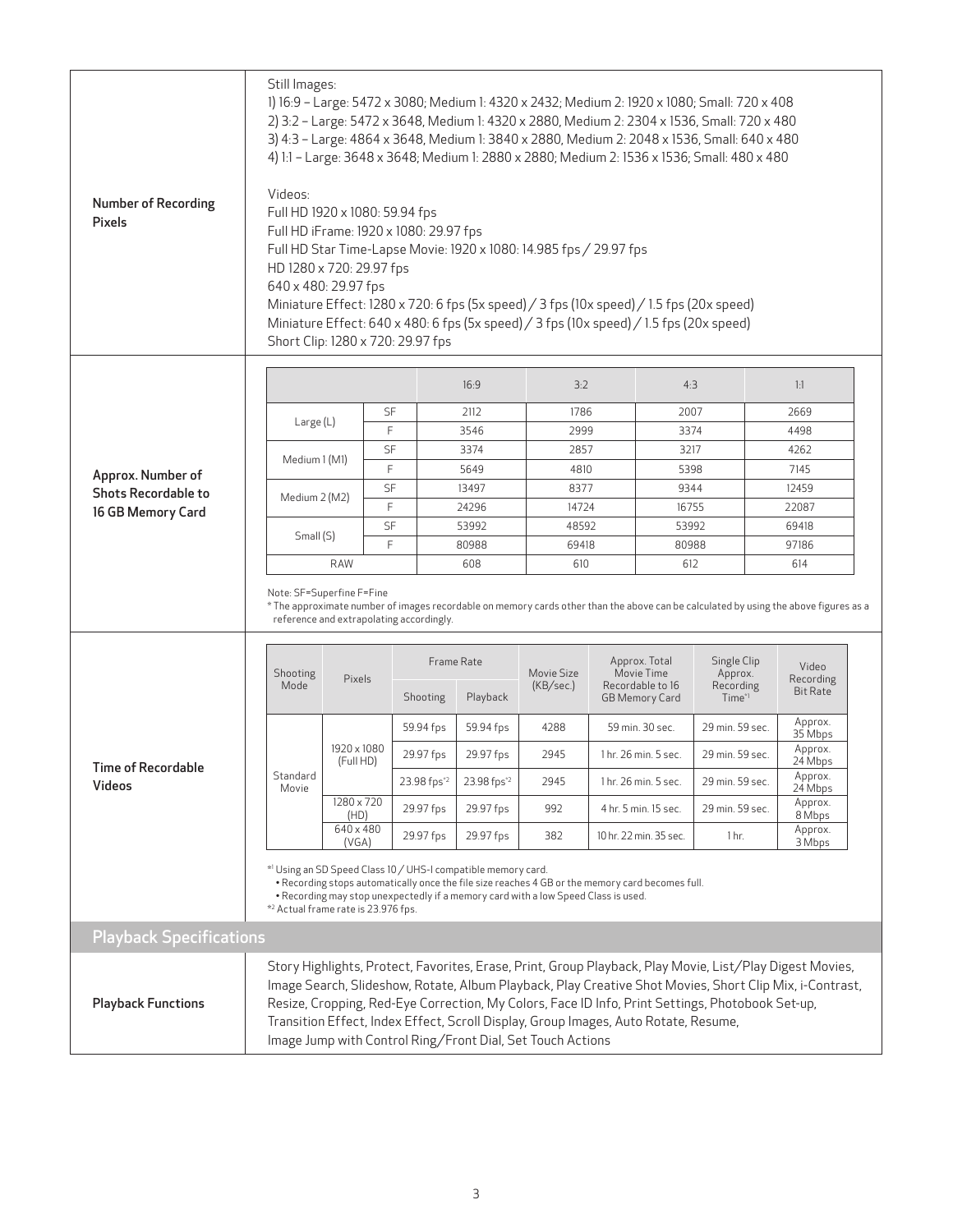**Number of Recording Pixels**

Still Images:
1) 16:9 – Large: 5472 x 3080; Medium 1: 4320 x 2432; Medium 2: 1920 x 1080; Small: 720 x 408
2) 3:2 – Large: 5472 x 3648, Medium 1: 4320 x 2880, Medium 2: 2304 x 1536, Small: 720 x 480
3) 4:3 – Large: 4864 x 3648, Medium 1: 3840 x 2880, Medium 2: 2048 x 1536, Small: 640 x 480
4) 1:1 – Large: 3648 x 3648; Medium 1: 2880 x 2880; Medium 2: 1536 x 1536; Small: 480 x 480

Videos:
Full HD 1920 x 1080: 59.94 fps
Full HD iFrame: 1920 x 1080: 29.97 fps
Full HD Star Time-Lapse Movie: 1920 x 1080: 14.985 fps / 29.97 fps
HD 1280 x 720: 29.97 fps
640 x 480: 29.97 fps
Miniature Effect: 1280 x 720: 6 fps (5x speed) / 3 fps (10x speed) / 1.5 fps (20x speed)
Miniature Effect: 640 x 480: 6 fps (5x speed) / 3 fps (10x speed) / 1.5 fps (20x speed)
Short Clip: 1280 x 720: 29.97 fps

**Approx. Number of Shots Recordable to 16 GB Memory Card**

| | | 16:9 | 3:2 | 4:3 | 1:1 |
|---|---|---|---|---|---|
| Large (L) | SF | 2112 | 1786 | 2007 | 2669 |
| | F | 3546 | 2999 | 3374 | 4498 |
| Medium 1 (M1) | SF | 3374 | 2857 | 3217 | 4262 |
| | F | 5649 | 4810 | 5398 | 7145 |
| Medium 2 (M2) | SF | 13497 | 8377 | 9344 | 12459 |
| | F | 24296 | 14724 | 16755 | 22087 |
| Small (S) | SF | 53992 | 48592 | 53992 | 69418 |
| | F | 80988 | 69418 | 80988 | 97186 |
| RAW | | 608 | 610 | 612 | 614 |

Note: SF=Superfine F=Fine
* The approximate number of images recordable on memory cards other than the above can be calculated by using the above figures as a reference and extrapolating accordingly.

**Time of Recordable Videos**

| Shooting Mode | Pixels | Frame Rate | | Movie Size (KB/sec.) | Approx. Total Movie Time Recordable to 16 GB Memory Card | Single Clip Approx. Recording Time*1 | Video Recording Bit Rate |
|---|---|---|---|---|---|---|---|
| | | Shooting | Playback | | | | |
| Standard Movie | 1920 x 1080 (Full HD) | 59.94 fps | 59.94 fps | 4288 | 59 min. 30 sec. | 29 min. 59 sec. | Approx. 35 Mbps |
| | | 29.97 fps | 29.97 fps | 2945 | 1 hr. 26 min. 5 sec. | 29 min. 59 sec. | Approx. 24 Mbps |
| | | 23.98 fps*2 | 23.98 fps*2 | 2945 | 1 hr. 26 min. 5 sec. | 29 min. 59 sec. | Approx. 24 Mbps |
| | 1280 x 720 (HD) | 29.97 fps | 29.97 fps | 992 | 4 hr. 5 min. 15 sec. | 29 min. 59 sec. | Approx. 8 Mbps |
| | 640 x 480 (VGA) | 29.97 fps | 29.97 fps | 382 | 10 hr. 22 min. 35 sec. | 1 hr. | Approx. 3 Mbps |

*1 Using an SD Speed Class 10 / UHS-I compatible memory card.
• Recording stops automatically once the file size reaches 4 GB or the memory card becomes full.
• Recording may stop unexpectedly if a memory card with a low Speed Class is used.
*2 Actual frame rate is 23.976 fps.

## Playback Specifications

**Playback Functions**

Story Highlights, Protect, Favorites, Erase, Print, Group Playback, Play Movie, List/Play Digest Movies, Image Search, Slideshow, Rotate, Album Playback, Play Creative Shot Movies, Short Clip Mix, i-Contrast, Resize, Cropping, Red-Eye Correction, My Colors, Face ID Info, Print Settings, Photobook Set-up, Transition Effect, Index Effect, Scroll Display, Group Images, Auto Rotate, Resume, Image Jump with Control Ring/Front Dial, Set Touch Actions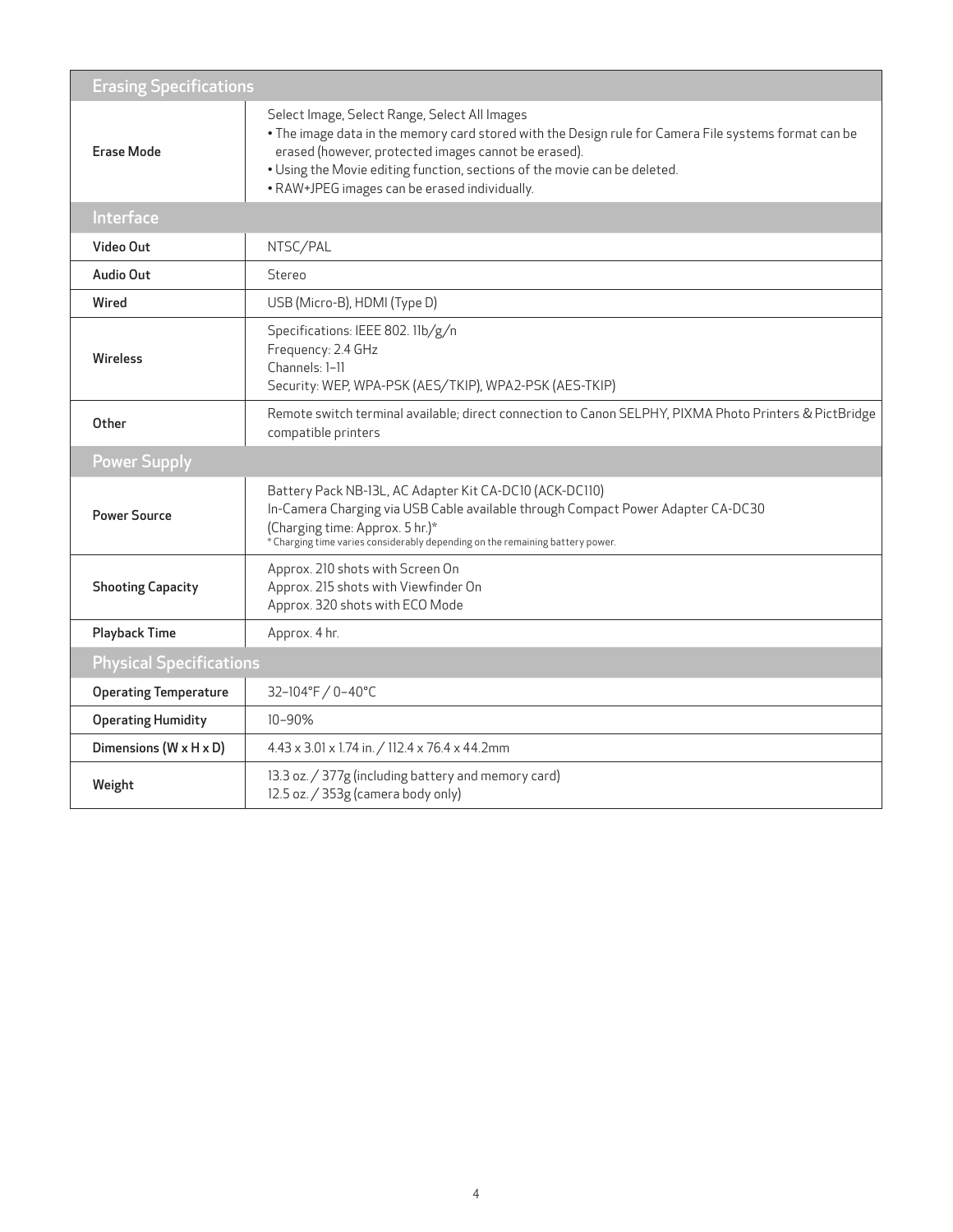| | |
|---|---|
| **Erasing Specifications** | |
| Erase Mode | Select Image, Select Range, Select All Images<br>• The image data in the memory card stored with the Design rule for Camera File systems format can be erased (however, protected images cannot be erased).<br>• Using the Movie editing function, sections of the movie can be deleted.<br>• RAW+JPEG images can be erased individually. |
| **Interface** | |
| Video Out | NTSC/PAL |
| Audio Out | Stereo |
| Wired | USB (Micro-B), HDMI (Type D) |
| Wireless | Specifications: IEEE 802. 11b/g/n<br>Frequency: 2.4 GHz<br>Channels: 1–11<br>Security: WEP, WPA-PSK (AES/TKIP), WPA2-PSK (AES-TKIP) |
| Other | Remote switch terminal available; direct connection to Canon SELPHY, PIXMA Photo Printers & PictBridge compatible printers |
| **Power Supply** | |
| Power Source | Battery Pack NB-13L, AC Adapter Kit CA-DC10 (ACK-DC110)<br>In-Camera Charging via USB Cable available through Compact Power Adapter CA-DC30<br>(Charging time: Approx. 5 hr.)*<br>* Charging time varies considerably depending on the remaining battery power. |
| Shooting Capacity | Approx. 210 shots with Screen On<br>Approx. 215 shots with Viewfinder On<br>Approx. 320 shots with ECO Mode |
| Playback Time | Approx. 4 hr. |
| **Physical Specifications** | |
| Operating Temperature | 32–104°F / 0–40°C |
| Operating Humidity | 10–90% |
| Dimensions (W x H x D) | 4.43 x 3.01 x 1.74 in. / 112.4 x 76.4 x 44.2mm |
| Weight | 13.3 oz. / 377g (including battery and memory card)<br>12.5 oz. / 353g (camera body only) |